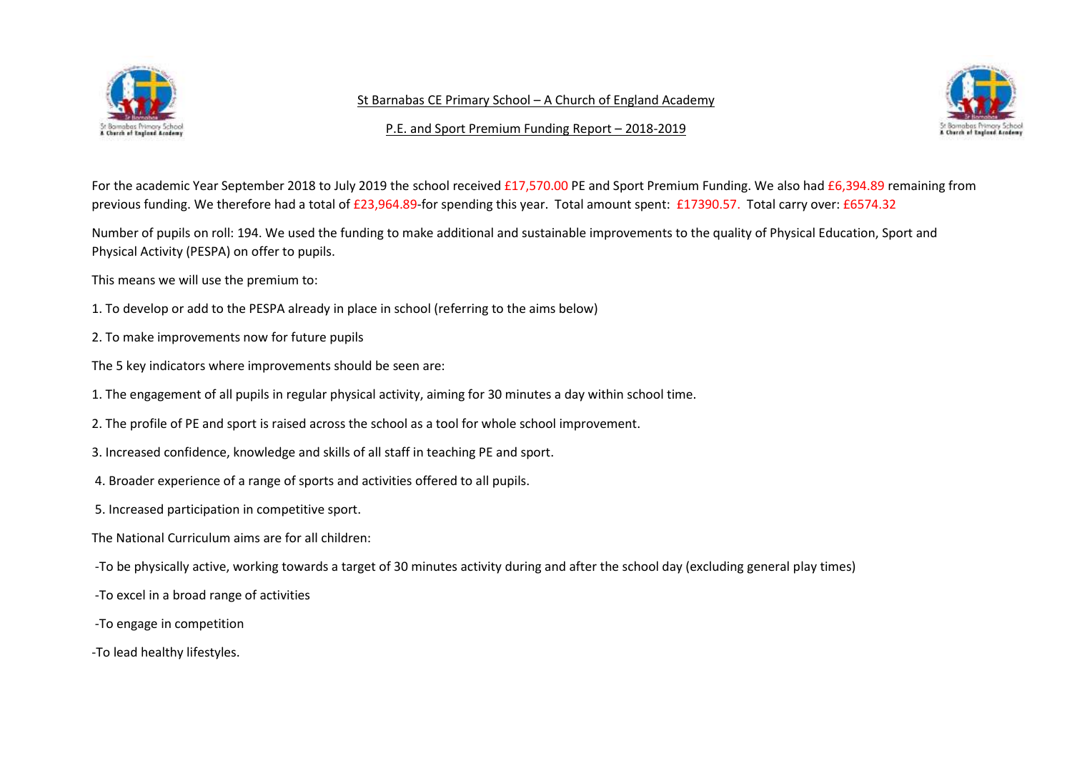# St Barnabas CE Primary School – A Church of England Academy

## P.E. and Sport Premium Funding Report – 2018-2019

For the academic Year September 2018 to July 2019 the school received £17,570.00 PE and Sport Premium Funding. We also had £6,394.89 remaining from previous funding. We therefore had a total of £23,964.89-for spending this year. Total amount spent: £17390.57. Total carry over: £6574.32

Number of pupils on roll: 194. We used the funding to make additional and sustainable improvements to the quality of Physical Education, Sport and Physical Activity (PESPA) on offer to pupils.

This means we will use the premium to:

1. To develop or add to the PESPA already in place in school (referring to the aims below)
2. To make improvements now for future pupils

The 5 key indicators where improvements should be seen are:

1. The engagement of all pupils in regular physical activity, aiming for 30 minutes a day within school time.
2. The profile of PE and sport is raised across the school as a tool for whole school improvement.
3. Increased confidence, knowledge and skills of all staff in teaching PE and sport.
4. Broader experience of a range of sports and activities offered to all pupils.
5. Increased participation in competitive sport.

The National Curriculum aims are for all children:

- To be physically active, working towards a target of 30 minutes activity during and after the school day (excluding general play times)
- To excel in a broad range of activities
- To engage in competition
- To lead healthy lifestyles.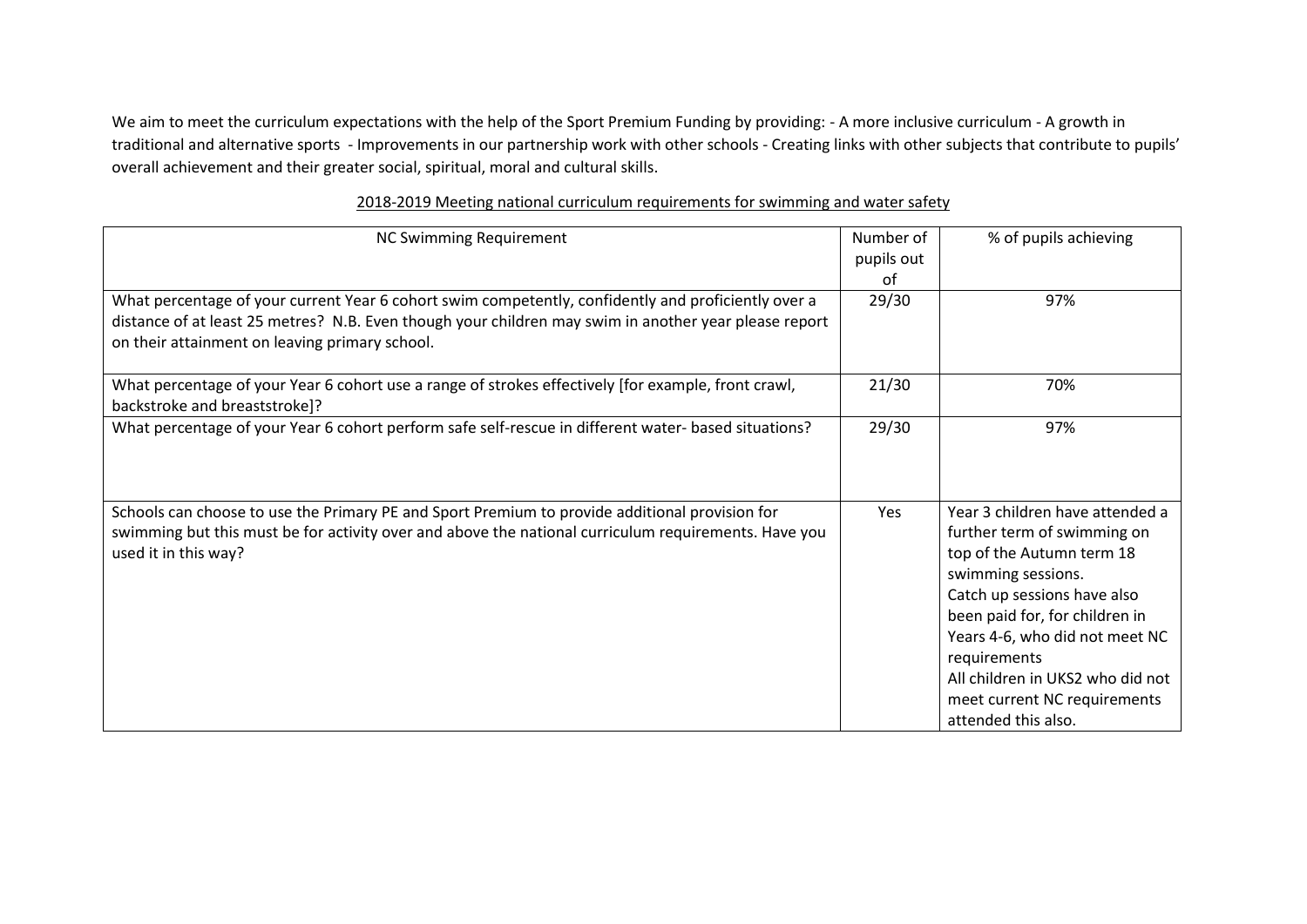We aim to meet the curriculum expectations with the help of the Sport Premium Funding by providing: - A more inclusive curriculum - A growth in traditional and alternative sports - Improvements in our partnership work with other schools - Creating links with other subjects that contribute to pupils' overall achievement and their greater social, spiritual, moral and cultural skills.

<u>2018-2019 Meeting national curriculum requirements for swimming and water safety</u>

| NC Swimming Requirement | Number of pupils out of | % of pupils achieving |
|---|---|---|
| What percentage of your current Year 6 cohort swim competently, confidently and proficiently over a distance of at least 25 metres? N.B. Even though your children may swim in another year please report on their attainment on leaving primary school. | 29/30 | 97% |
| What percentage of your Year 6 cohort use a range of strokes effectively [for example, front crawl, backstroke and breaststroke]? | 21/30 | 70% |
| What percentage of your Year 6 cohort perform safe self-rescue in different water- based situations? | 29/30 | 97% |
| Schools can choose to use the Primary PE and Sport Premium to provide additional provision for swimming but this must be for activity over and above the national curriculum requirements. Have you used it in this way? | Yes | Year 3 children have attended a further term of swimming on top of the Autumn term 18 swimming sessions. Catch up sessions have also been paid for, for children in Years 4-6, who did not meet NC requirements All children in UKS2 who did not meet current NC requirements attended this also. |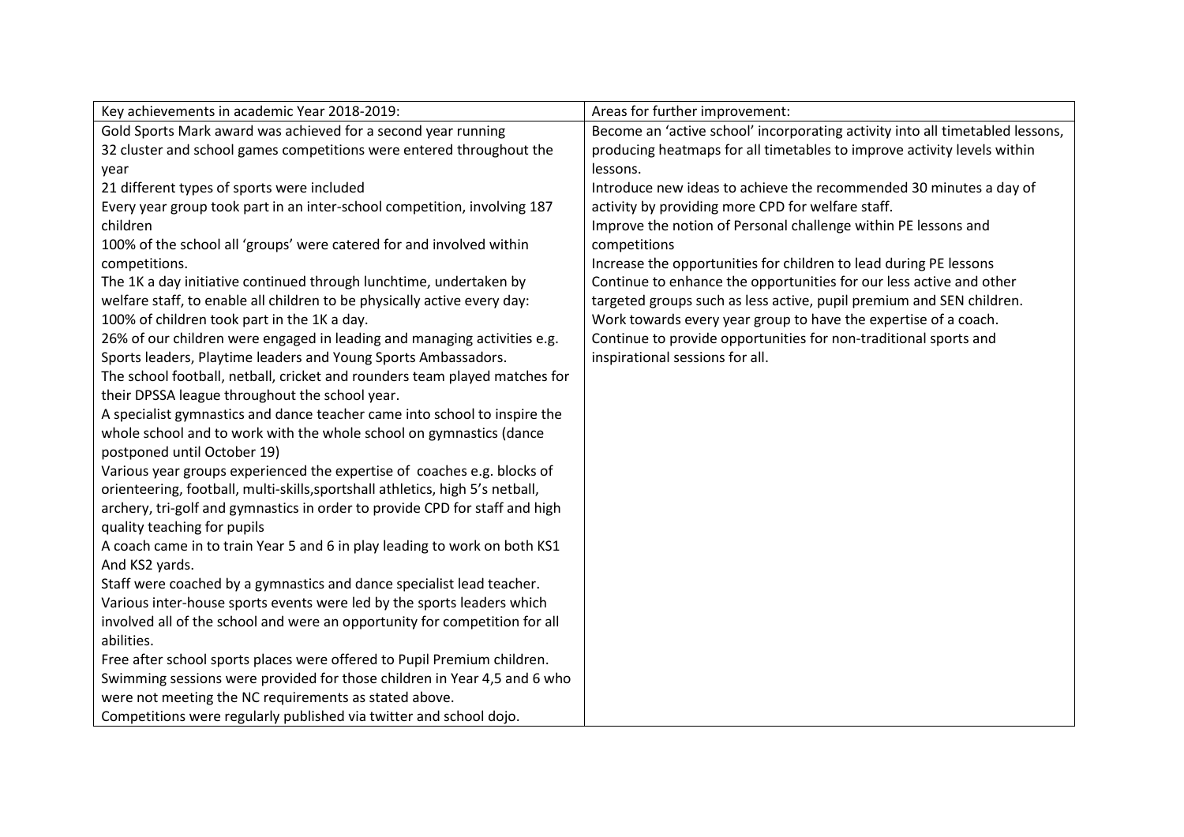| Key achievements in academic Year 2018-2019: | Areas for further improvement: |
| --- | --- |
| Gold Sports Mark award was achieved for a second year running<br>32 cluster and school games competitions were entered throughout the year<br>21 different types of sports were included<br>Every year group took part in an inter-school competition, involving 187 children<br>100% of the school all 'groups' were catered for and involved within competitions.<br>The 1K a day initiative continued through lunchtime, undertaken by welfare staff, to enable all children to be physically active every day:<br>100% of children took part in the 1K a day.<br>26% of our children were engaged in leading and managing activities e.g. Sports leaders, Playtime leaders and Young Sports Ambassadors.<br>The school football, netball, cricket and rounders team played matches for their DPSSA league throughout the school year.<br>A specialist gymnastics and dance teacher came into school to inspire the whole school and to work with the whole school on gymnastics (dance postponed until October 19)<br>Various year groups experienced the expertise of coaches e.g. blocks of orienteering, football, multi-skills,sportshall athletics, high 5's netball, archery, tri-golf and gymnastics in order to provide CPD for staff and high quality teaching for pupils<br>A coach came in to train Year 5 and 6 in play leading to work on both KS1 And KS2 yards.<br>Staff were coached by a gymnastics and dance specialist lead teacher.<br>Various inter-house sports events were led by the sports leaders which involved all of the school and were an opportunity for competition for all abilities.<br>Free after school sports places were offered to Pupil Premium children.<br>Swimming sessions were provided for those children in Year 4,5 and 6 who were not meeting the NC requirements as stated above.<br>Competitions were regularly published via twitter and school dojo. | Become an 'active school' incorporating activity into all timetabled lessons, producing heatmaps for all timetables to improve activity levels within lessons.<br>Introduce new ideas to achieve the recommended 30 minutes a day of activity by providing more CPD for welfare staff.<br>Improve the notion of Personal challenge within PE lessons and competitions<br>Increase the opportunities for children to lead during PE lessons<br>Continue to enhance the opportunities for our less active and other targeted groups such as less active, pupil premium and SEN children.<br>Work towards every year group to have the expertise of a coach.<br>Continue to provide opportunities for non-traditional sports and inspirational sessions for all. |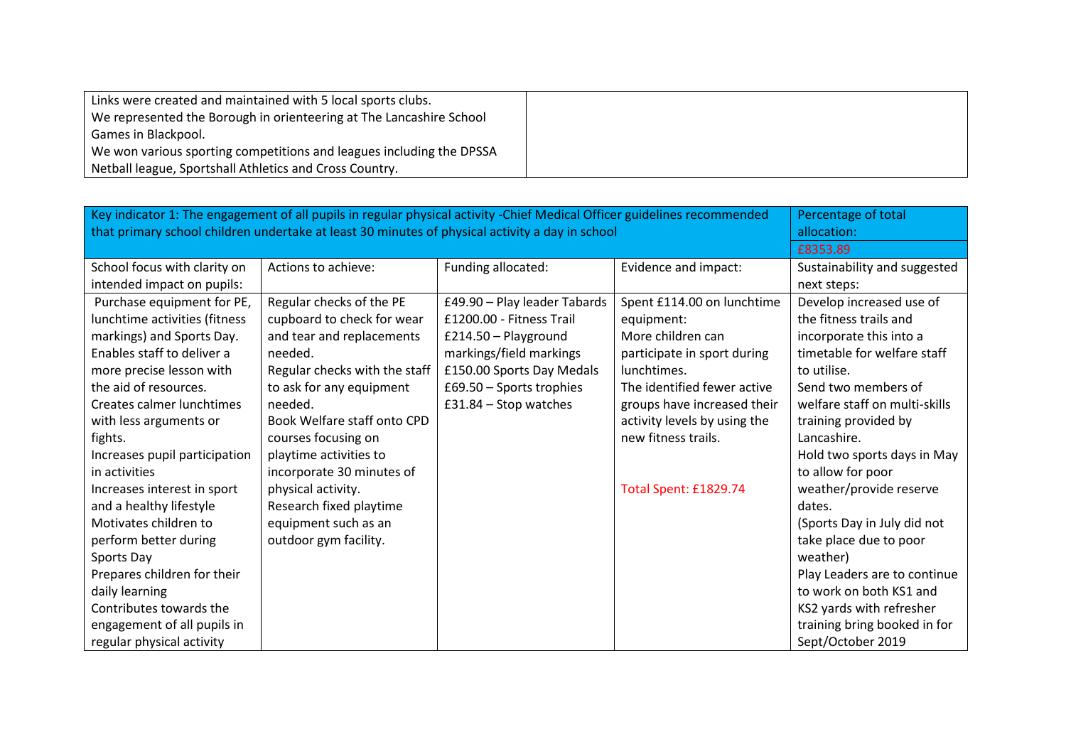| Links were created and maintained with 5 local sports clubs.<br>We represented the Borough in orienteering at The Lancashire School Games in Blackpool.<br>We won various sporting competitions and leagues including the DPSSA Netball league, Sportshall Athletics and Cross Country. | |
|---|---|

| Key indicator 1: The engagement of all pupils in regular physical activity -Chief Medical Officer guidelines recommended that primary school children undertake at least 30 minutes of physical activity a day in school | | | | Percentage of total allocation:<br>£8353.89 |
|---|---|---|---|---|
| School focus with clarity on intended impact on pupils: | Actions to achieve: | Funding allocated: | Evidence and impact: | Sustainability and suggested next steps: |
| Purchase equipment for PE, lunchtime activities (fitness markings) and Sports Day.<br>Enables staff to deliver a more precise lesson with the aid of resources.<br>Creates calmer lunchtimes with less arguments or fights.<br>Increases pupil participation in activities<br>Increases interest in sport and a healthy lifestyle<br>Motivates children to perform better during Sports Day<br>Prepares children for their daily learning<br>Contributes towards the engagement of all pupils in regular physical activity | Regular checks of the PE cupboard to check for wear and tear and replacements needed.<br>Regular checks with the staff to ask for any equipment needed.<br>Book Welfare staff onto CPD courses focusing on playtime activities to incorporate 30 minutes of physical activity.<br>Research fixed playtime equipment such as an outdoor gym facility. | £49.90 – Play leader Tabards<br>£1200.00 - Fitness Trail<br>£214.50 – Playground markings/field markings<br>£150.00 Sports Day Medals<br>£69.50 – Sports trophies<br>£31.84 – Stop watches | Spent £114.00 on lunchtime equipment:<br>More children can participate in sport during lunchtimes.<br>The identified fewer active groups have increased their activity levels by using the new fitness trails.<br><br>Total Spent: £1829.74 | Develop increased use of the fitness trails and incorporate this into a timetable for welfare staff to utilise.<br>Send two members of welfare staff on multi-skills training provided by Lancashire.<br>Hold two sports days in May to allow for poor weather/provide reserve dates.<br>(Sports Day in July did not take place due to poor weather)<br>Play Leaders are to continue to work on both KS1 and KS2 yards with refresher training bring booked in for Sept/October 2019 |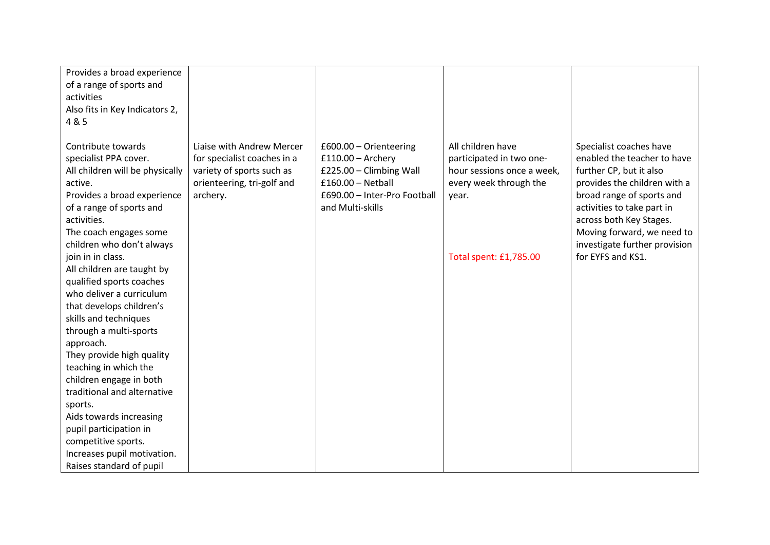| | | | | |
|---|---|---|---|---|
| Provides a broad experience of a range of sports and activities<br>Also fits in Key Indicators 2, 4 & 5 | | | | |
| Contribute towards specialist PPA cover.<br>All children will be physically active.<br>Provides a broad experience of a range of sports and activities.<br>The coach engages some children who don't always join in in class.<br>All children are taught by qualified sports coaches who deliver a curriculum that develops children's skills and techniques through a multi-sports approach.<br>They provide high quality teaching in which the children engage in both traditional and alternative sports.<br>Aids towards increasing pupil participation in competitive sports.<br>Increases pupil motivation.<br>Raises standard of pupil | Liaise with Andrew Mercer for specialist coaches in a variety of sports such as orienteering, tri-golf and archery. | £600.00 – Orienteering<br>£110.00 – Archery<br>£225.00 – Climbing Wall<br>£160.00 – Netball<br>£690.00 – Inter-Pro Football and Multi-skills | All children have participated in two one-hour sessions once a week, every week through the year.<br><br>Total spent: £1,785.00 | Specialist coaches have enabled the teacher to have further CP, but it also provides the children with a broad range of sports and activities to take part in across both Key Stages.<br>Moving forward, we need to investigate further provision for EYFS and KS1. |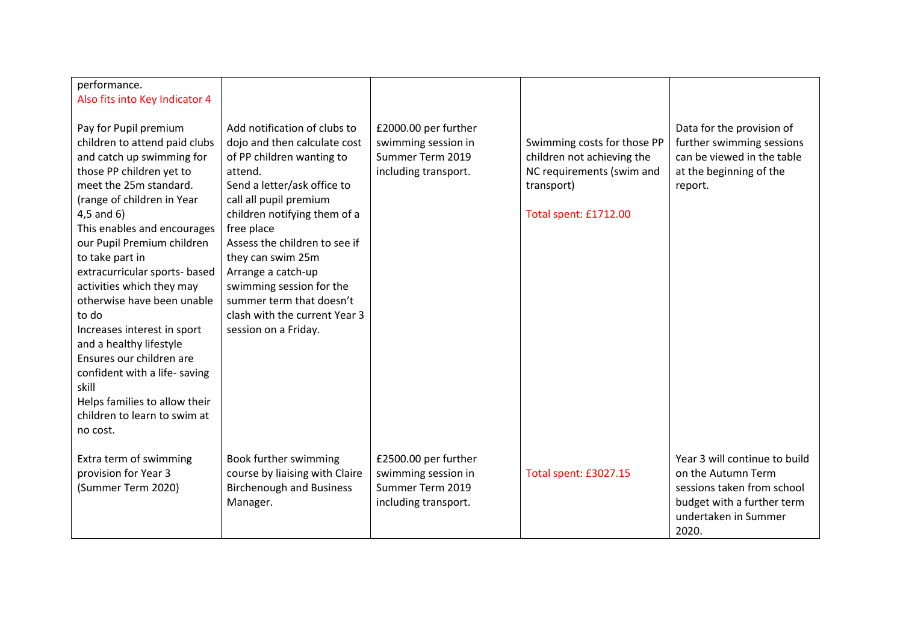| | | | | |
|---|---|---|---|---|
| performance.<br>Also fits into Key Indicator 4<br><br>Pay for Pupil premium children to attend paid clubs and catch up swimming for those PP children yet to meet the 25m standard. (range of children in Year 4,5 and 6)<br>This enables and encourages our Pupil Premium children to take part in extracurricular sports- based activities which they may otherwise have been unable to do<br>Increases interest in sport and a healthy lifestyle<br>Ensures our children are confident with a life- saving skill<br>Helps families to allow their children to learn to swim at no cost. | Add notification of clubs to dojo and then calculate cost of PP children wanting to attend.<br>Send a letter/ask office to call all pupil premium children notifying them of a free place<br>Assess the children to see if they can swim 25m<br>Arrange a catch-up swimming session for the summer term that doesn't clash with the current Year 3 session on a Friday. | £2000.00 per further swimming session in Summer Term 2019 including transport. | Swimming costs for those PP children not achieving the NC requirements (swim and transport)<br><br>Total spent: £1712.00 | Data for the provision of further swimming sessions can be viewed in the table at the beginning of the report. |
| Extra term of swimming provision for Year 3 (Summer Term 2020) | Book further swimming course by liaising with Claire Birchenough and Business Manager. | £2500.00 per further swimming session in Summer Term 2019 including transport. | Total spent: £3027.15 | Year 3 will continue to build on the Autumn Term sessions taken from school budget with a further term undertaken in Summer 2020. |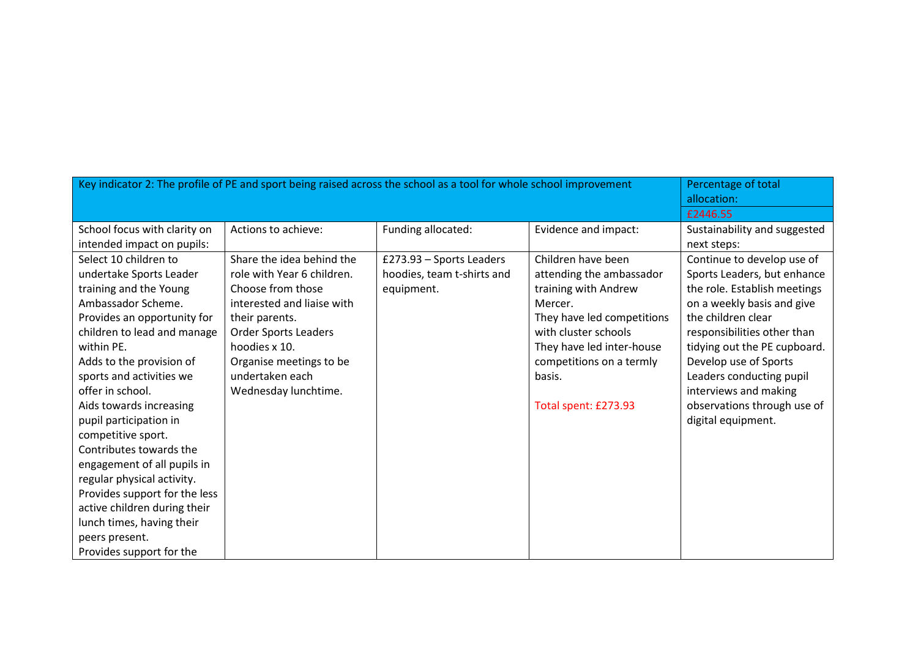| Key indicator 2: The profile of PE and sport being raised across the school as a tool for whole school improvement | | | | Percentage of total allocation: |
| --- | --- | --- | --- | --- |
| | | | | £2446.55 |
| School focus with clarity on intended impact on pupils: | Actions to achieve: | Funding allocated: | Evidence and impact: | Sustainability and suggested next steps: |
| Select 10 children to undertake Sports Leader training and the Young Ambassador Scheme.<br>Provides an opportunity for children to lead and manage within PE.<br>Adds to the provision of sports and activities we offer in school.<br>Aids towards increasing pupil participation in competitive sport.<br>Contributes towards the engagement of all pupils in regular physical activity.<br>Provides support for the less active children during their lunch times, having their peers present.<br>Provides support for the | Share the idea behind the role with Year 6 children. Choose from those interested and liaise with their parents.<br>Order Sports Leaders hoodies x 10.<br>Organise meetings to be undertaken each Wednesday lunchtime. | £273.93 – Sports Leaders hoodies, team t-shirts and equipment. | Children have been attending the ambassador training with Andrew Mercer.<br>They have led competitions with cluster schools<br>They have led inter-house competitions on a termly basis.<br><br>Total spent: £273.93 | Continue to develop use of Sports Leaders, but enhance the role. Establish meetings on a weekly basis and give the children clear responsibilities other than tidying out the PE cupboard. Develop use of Sports Leaders conducting pupil interviews and making observations through use of digital equipment. |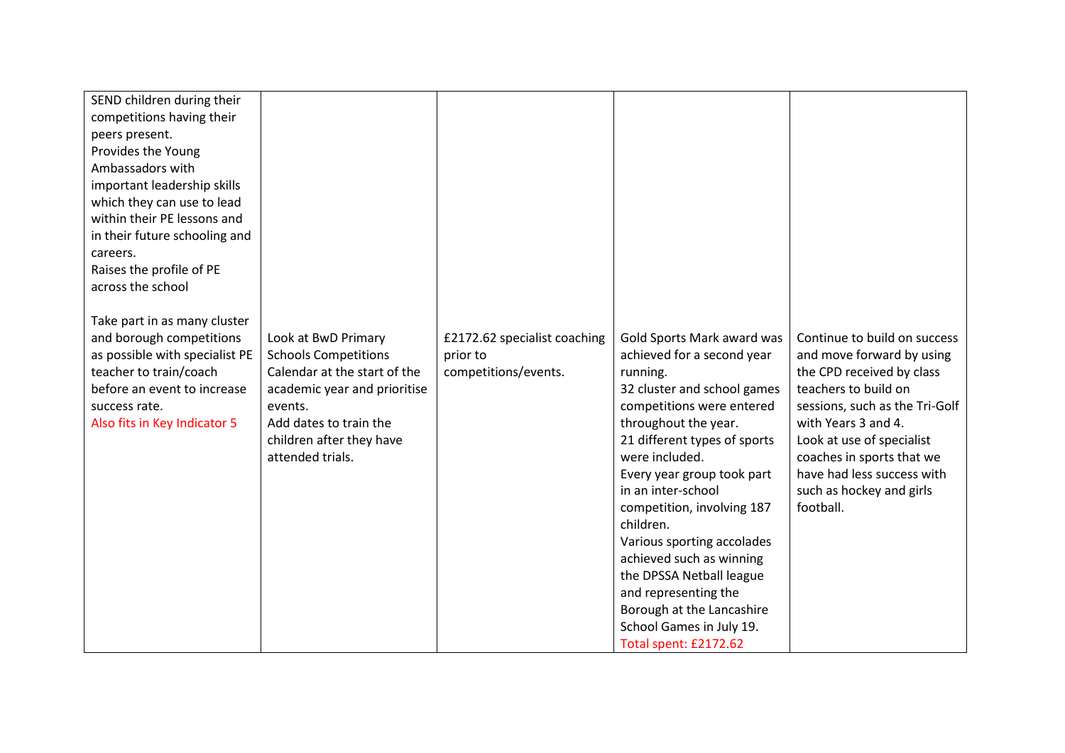| | | | | |
|---|---|---|---|---|
| SEND children during their competitions having their peers present.<br>Provides the Young Ambassadors with important leadership skills which they can use to lead within their PE lessons and in their future schooling and careers.<br>Raises the profile of PE across the school | | | | |
| Take part in as many cluster and borough competitions as possible with specialist PE teacher to train/coach before an event to increase success rate.<br>Also fits in Key Indicator 5 | Look at BwD Primary Schools Competitions Calendar at the start of the academic year and prioritise events.<br>Add dates to train the children after they have attended trials. | £2172.62 specialist coaching prior to competitions/events. | Gold Sports Mark award was achieved for a second year running.<br>32 cluster and school games competitions were entered throughout the year.<br>21 different types of sports were included.<br>Every year group took part in an inter-school competition, involving 187 children.<br>Various sporting accolades achieved such as winning the DPSSA Netball league and representing the Borough at the Lancashire School Games in July 19.<br>Total spent: £2172.62 | Continue to build on success and move forward by using the CPD received by class teachers to build on sessions, such as the Tri-Golf with Years 3 and 4.<br>Look at use of specialist coaches in sports that we have had less success with such as hockey and girls football. |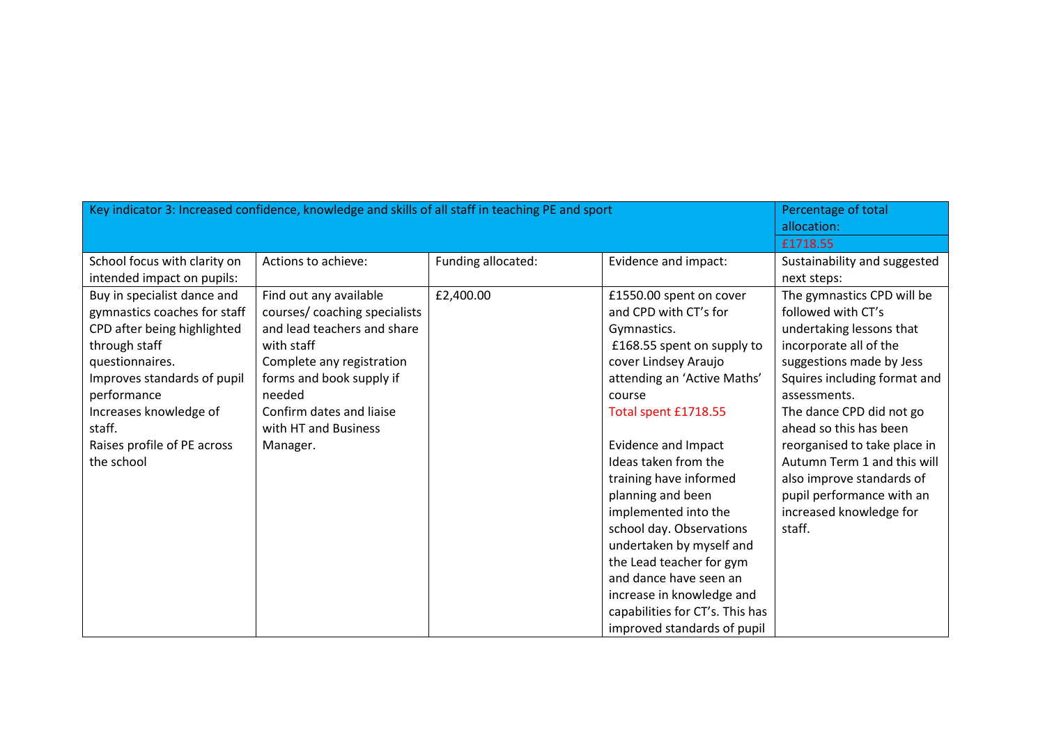| Key indicator 3: Increased confidence, knowledge and skills of all staff in teaching PE and sport | | | | Percentage of total allocation: £1718.55 |
|---|---|---|---|---|
| School focus with clarity on intended impact on pupils: | Actions to achieve: | Funding allocated: | Evidence and impact: | Sustainability and suggested next steps: |
| Buy in specialist dance and gymnastics coaches for staff CPD after being highlighted through staff questionnaires.<br>Improves standards of pupil performance<br>Increases knowledge of staff.<br>Raises profile of PE across the school | Find out any available courses/ coaching specialists and lead teachers and share with staff<br>Complete any registration forms and book supply if needed<br>Confirm dates and liaise with HT and Business Manager. | £2,400.00 | £1550.00 spent on cover and CPD with CT's for Gymnastics.<br>£168.55 spent on supply to cover Lindsey Araujo attending an 'Active Maths' course<br>Total spent £1718.55<br><br>Evidence and Impact<br>Ideas taken from the training have informed planning and been implemented into the school day. Observations undertaken by myself and the Lead teacher for gym and dance have seen an increase in knowledge and capabilities for CT's. This has improved standards of pupil | The gymnastics CPD will be followed with CT's undertaking lessons that incorporate all of the suggestions made by Jess Squires including format and assessments.<br>The dance CPD did not go ahead so this has been reorganised to take place in Autumn Term 1 and this will also improve standards of pupil performance with an increased knowledge for staff. |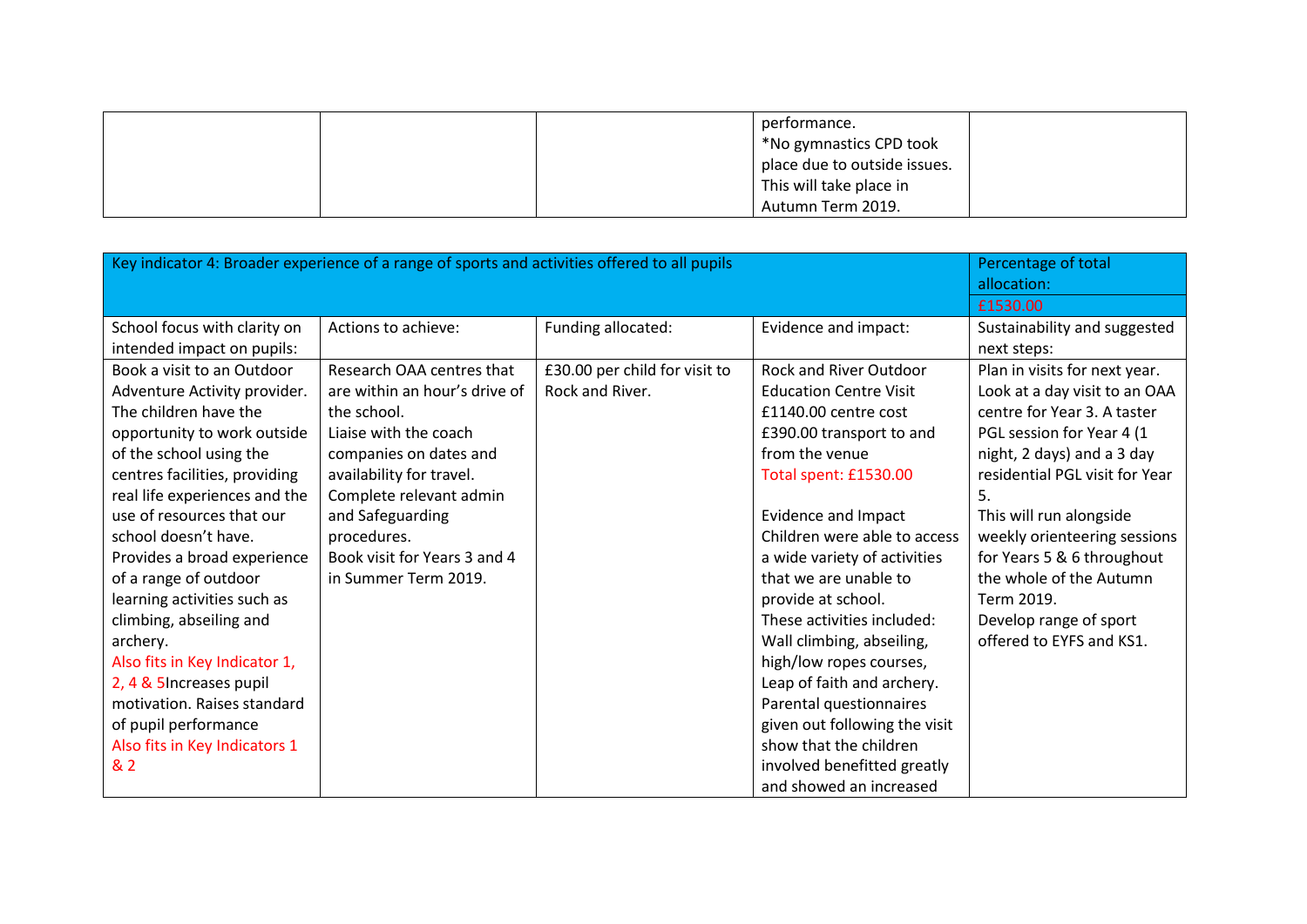|  |  |  | performance.<br>*No gymnastics CPD took place due to outside issues. This will take place in Autumn Term 2019. |  |
|---|---|---|---|---|

| Key indicator 4: Broader experience of a range of sports and activities offered to all pupils | | | | Percentage of total allocation:<br>£1530.00 |
|---|---|---|---|---|
| School focus with clarity on intended impact on pupils: | Actions to achieve: | Funding allocated: | Evidence and impact: | Sustainability and suggested next steps: |
| Book a visit to an Outdoor Adventure Activity provider. The children have the opportunity to work outside of the school using the centres facilities, providing real life experiences and the use of resources that our school doesn't have.<br>Provides a broad experience of a range of outdoor learning activities such as climbing, abseiling and archery.<br>Also fits in Key Indicator 1, 2, 4 & 5Increases pupil motivation. Raises standard of pupil performance<br>Also fits in Key Indicators 1 & 2 | Research OAA centres that are within an hour's drive of the school.<br>Liaise with the coach companies on dates and availability for travel.<br>Complete relevant admin and Safeguarding procedures.<br>Book visit for Years 3 and 4 in Summer Term 2019. | £30.00 per child for visit to Rock and River. | Rock and River Outdoor Education Centre Visit<br>£1140.00 centre cost<br>£390.00 transport to and from the venue<br>Total spent: £1530.00<br><br>Evidence and Impact<br>Children were able to access a wide variety of activities that we are unable to provide at school.<br>These activities included: Wall climbing, abseiling, high/low ropes courses, Leap of faith and archery.<br>Parental questionnaires given out following the visit show that the children involved benefitted greatly and showed an increased | Plan in visits for next year. Look at a day visit to an OAA centre for Year 3. A taster PGL session for Year 4 (1 night, 2 days) and a 3 day residential PGL visit for Year 5.<br>This will run alongside weekly orienteering sessions for Years 5 & 6 throughout the whole of the Autumn Term 2019.<br>Develop range of sport offered to EYFS and KS1. |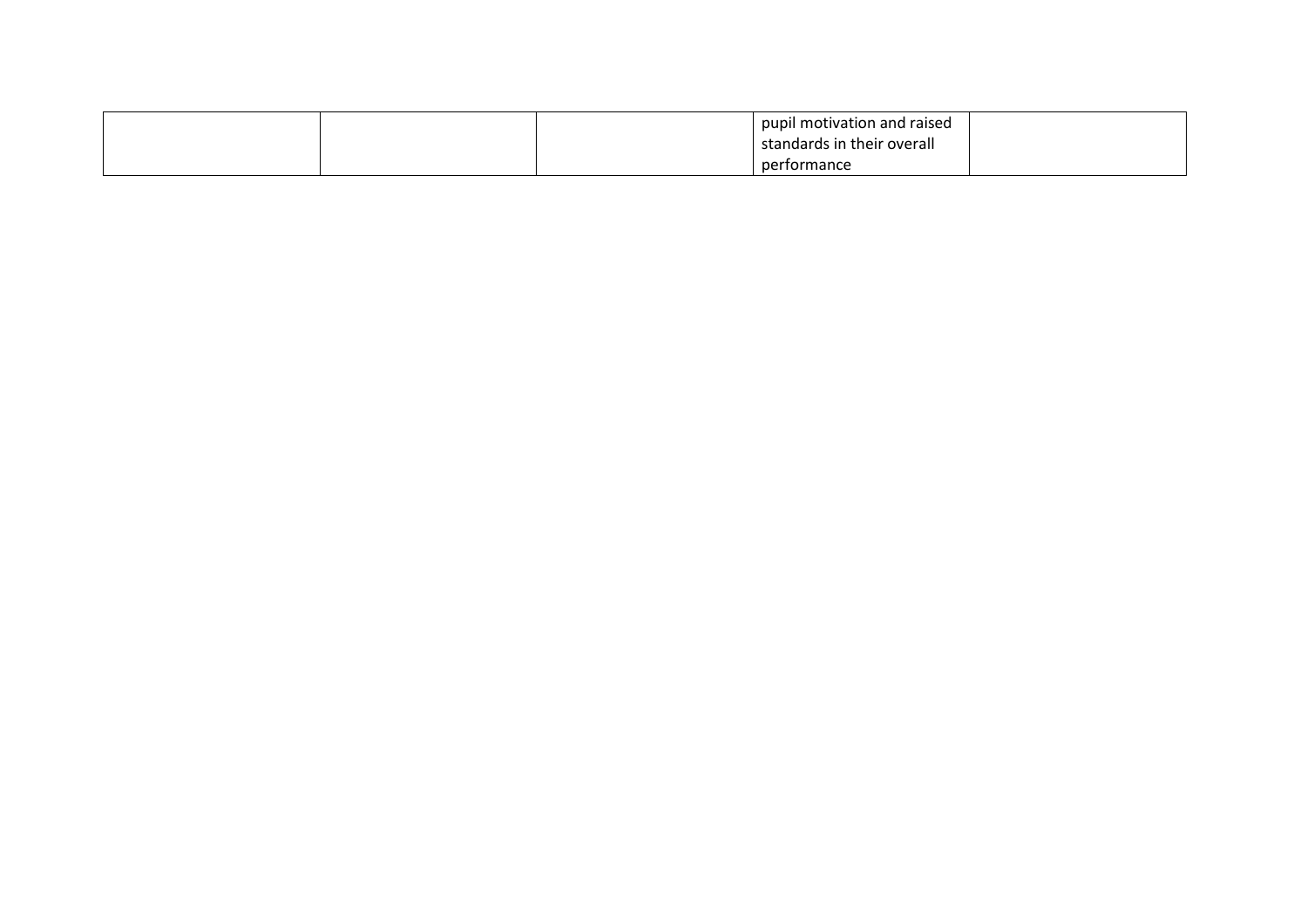| | | | | |
|---|---|---|---|---|
| | | | pupil motivation and raised standards in their overall performance | |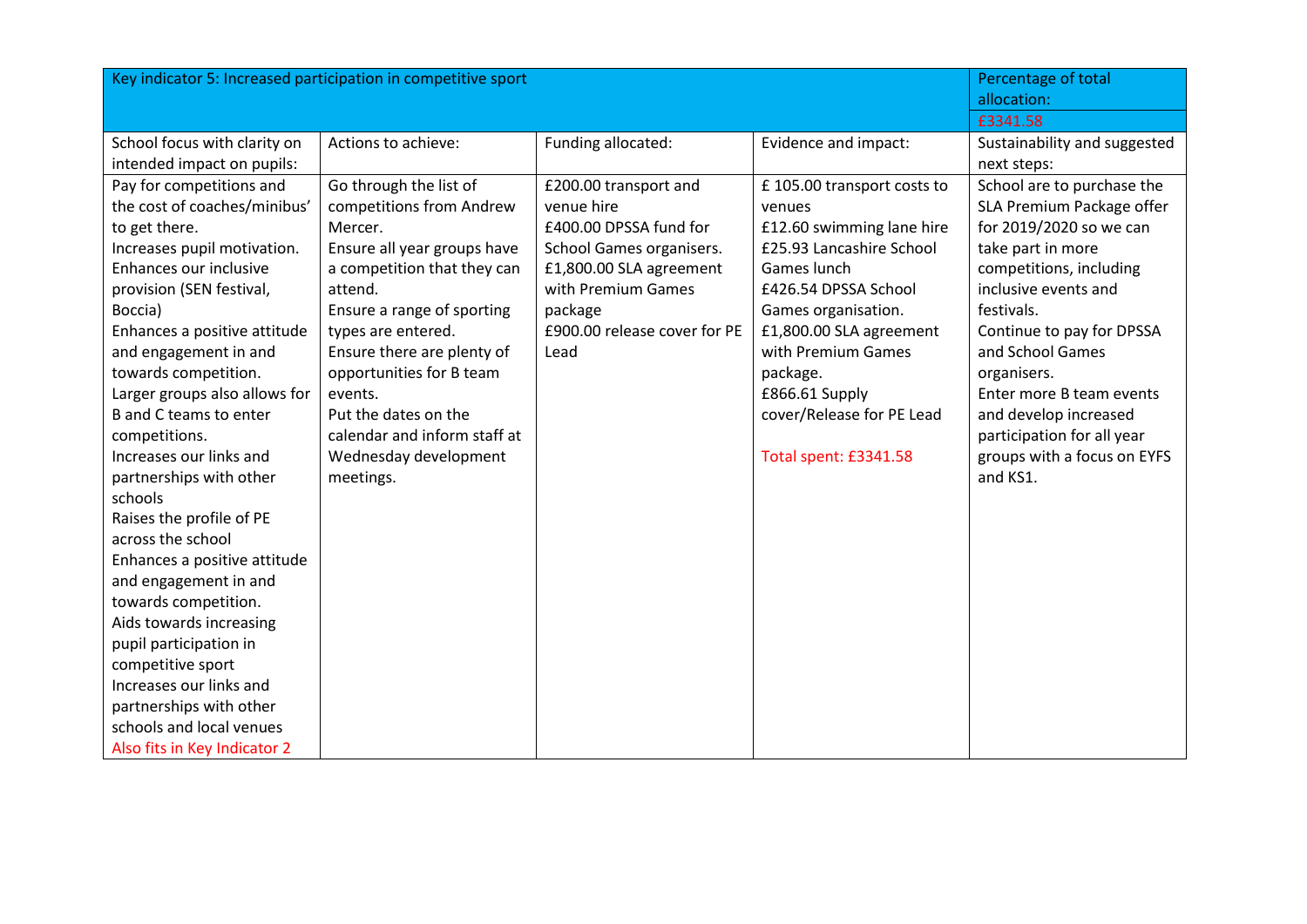| Key indicator 5: Increased participation in competitive sport | | | | Percentage of total allocation: £3341.58 |
|---|---|---|---|---|
| School focus with clarity on intended impact on pupils: | Actions to achieve: | Funding allocated: | Evidence and impact: | Sustainability and suggested next steps: |
| Pay for competitions and the cost of coaches/minibus' to get there.<br>Increases pupil motivation.<br>Enhances our inclusive provision (SEN festival, Boccia)<br>Enhances a positive attitude and engagement in and towards competition.<br>Larger groups also allows for B and C teams to enter competitions.<br>Increases our links and partnerships with other schools<br>Raises the profile of PE across the school<br>Enhances a positive attitude and engagement in and towards competition.<br>Aids towards increasing pupil participation in competitive sport<br>Increases our links and partnerships with other schools and local venues<br>Also fits in Key Indicator 2 | Go through the list of competitions from Andrew Mercer.<br>Ensure all year groups have a competition that they can attend.<br>Ensure a range of sporting types are entered.<br>Ensure there are plenty of opportunities for B team events.<br>Put the dates on the calendar and inform staff at Wednesday development meetings. | £200.00 transport and venue hire<br>£400.00 DPSSA fund for School Games organisers.<br>£1,800.00 SLA agreement with Premium Games package<br>£900.00 release cover for PE Lead | £ 105.00 transport costs to venues<br>£12.60 swimming lane hire<br>£25.93 Lancashire School Games lunch<br>£426.54 DPSSA School Games organisation.<br>£1,800.00 SLA agreement with Premium Games package.<br>£866.61 Supply cover/Release for PE Lead<br><br>Total spent: £3341.58 | School are to purchase the SLA Premium Package offer for 2019/2020 so we can take part in more competitions, including inclusive events and festivals.<br>Continue to pay for DPSSA and School Games organisers.<br>Enter more B team events and develop increased participation for all year groups with a focus on EYFS and KS1. |